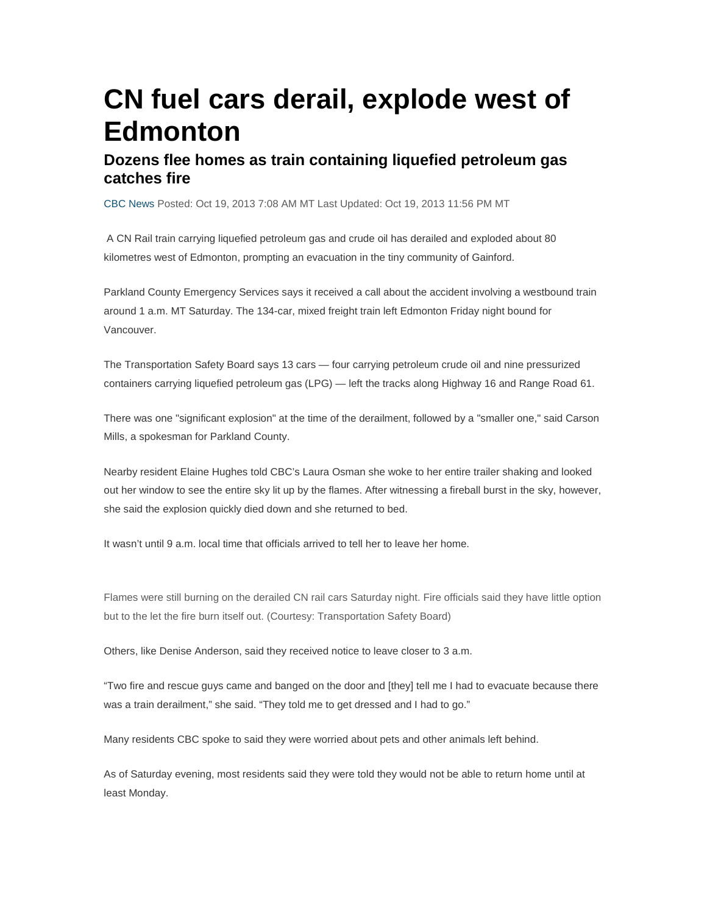# CN fuel cars derail, explode west of Edmonton

## Dozens flee homes as train containing liquefied petroleum gas catches fire

CBC News Posted: Oct 19, 2013 7:08 AM MT Last Updated: Oct 19, 2013 11:56 PM MT

A CN Rail train carrying liquefied petroleum gas and crude oil has derailed and exploded about 80 kilometres west of Edmonton, prompting an evacuation in the tiny community of Gainford.

Parkland County Emergency Services says it received a call about the accident involving a westbound train around 1 a.m. MT Saturday. The 134-car, mixed freight train left Edmonton Friday night bound for Vancouver.

The Transportation Safety Board says 13 cars — four carrying petroleum crude oil and nine pressurized containers carrying liquefied petroleum gas (LPG) — left the tracks along Highway 16 and Range Road 61.

There was one "significant explosion" at the time of the derailment, followed by a "smaller one," said Carson Mills, a spokesman for Parkland County.

Nearby resident Elaine Hughes told CBC's Laura Osman she woke to her entire trailer shaking and looked out her window to see the entire sky lit up by the flames. After witnessing a fireball burst in the sky, however, she said the explosion quickly died down and she returned to bed.

It wasn't until 9 a.m. local time that officials arrived to tell her to leave her home.

Flames were still burning on the derailed CN rail cars Saturday night. Fire officials said they have little option but to the let the fire burn itself out. (Courtesy: Transportation Safety Board)

Others, like Denise Anderson, said they received notice to leave closer to 3 a.m.

"Two fire and rescue guys came and banged on the door and [they] tell me I had to evacuate because there was a train derailment," she said. "They told me to get dressed and I had to go."

Many residents CBC spoke to said they were worried about pets and other animals left behind.

As of Saturday evening, most residents said they were told they would not be able to return home until at least Monday.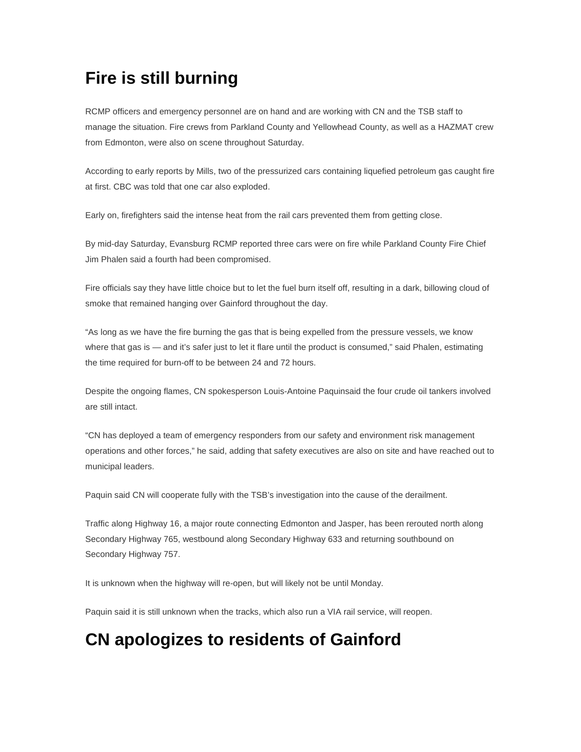# Fire is still burning

RCMP officers and emergency personnel are on hand and are working with CN and the TSB staff to manage the situation. Fire crews from Parkland County and Yellowhead County, as well as a HAZMAT crew from Edmonton, were also on scene throughout Saturday.

According to early reports by Mills, two of the pressurized cars containing liquefied petroleum gas caught fire at first. CBC was told that one car also exploded.

Early on, firefighters said the intense heat from the rail cars prevented them from getting close.

By mid-day Saturday, Evansburg RCMP reported three cars were on fire while Parkland County Fire Chief Jim Phalen said a fourth had been compromised.

Fire officials say they have little choice but to let the fuel burn itself off, resulting in a dark, billowing cloud of smoke that remained hanging over Gainford throughout the day.

“As long as we have the fire burning the gas that is being expelled from the pressure vessels, we know where that gas is — and it’s safer just to let it flare until the product is consumed,” said Phalen, estimating the time required for burn-off to be between 24 and 72 hours.

Despite the ongoing flames, CN spokesperson Louis-Antoine Paquinsaid the four crude oil tankers involved are still intact.

“CN has deployed a team of emergency responders from our safety and environment risk management operations and other forces,” he said, adding that safety executives are also on site and have reached out to municipal leaders.

Paquin said CN will cooperate fully with the TSB’s investigation into the cause of the derailment.

Traffic along Highway 16, a major route connecting Edmonton and Jasper, has been rerouted north along Secondary Highway 765, westbound along Secondary Highway 633 and returning southbound on Secondary Highway 757.

It is unknown when the highway will re-open, but will likely not be until Monday.

Paquin said it is still unknown when the tracks, which also run a VIA rail service, will reopen.

# CN apologizes to residents of Gainford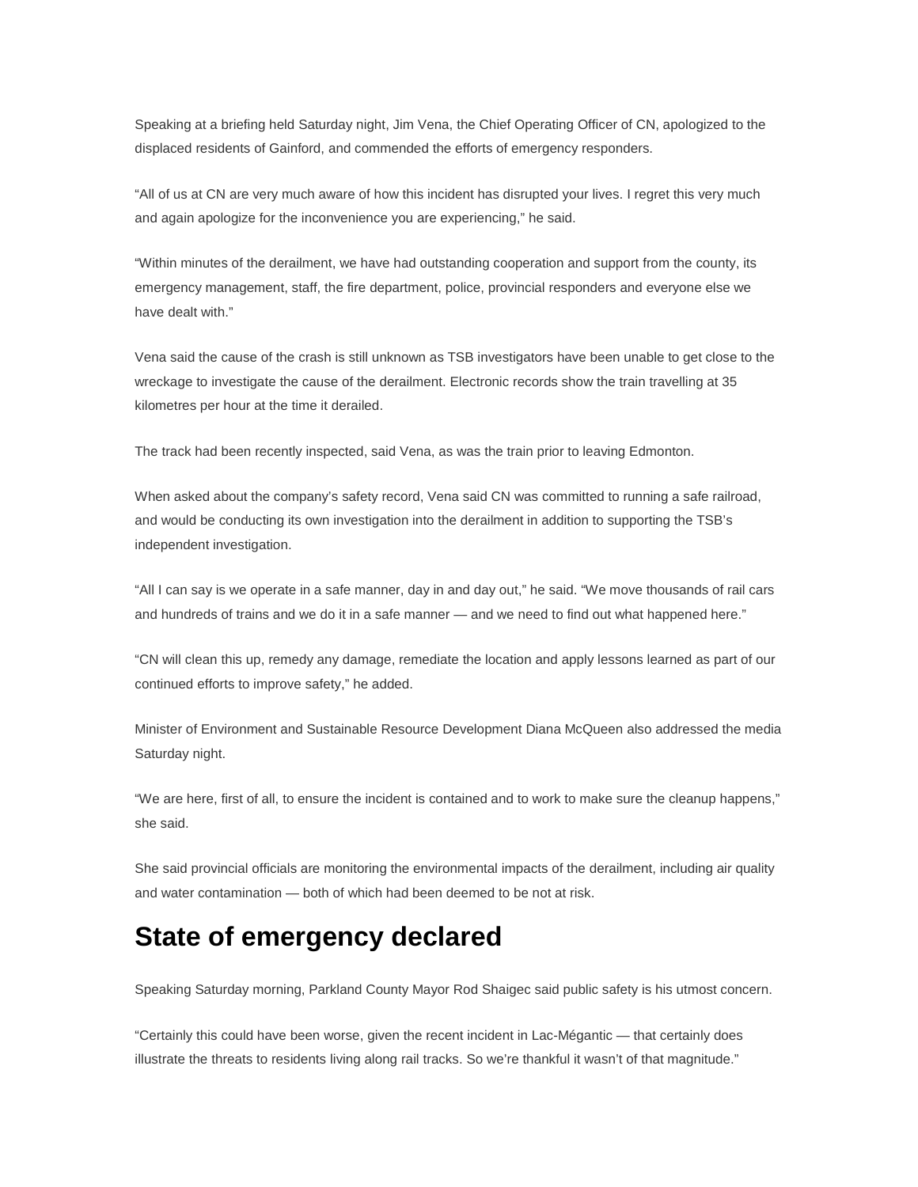Speaking at a briefing held Saturday night, Jim Vena, the Chief Operating Officer of CN, apologized to the displaced residents of Gainford, and commended the efforts of emergency responders.

“All of us at CN are very much aware of how this incident has disrupted your lives. I regret this very much and again apologize for the inconvenience you are experiencing,” he said.

“Within minutes of the derailment, we have had outstanding cooperation and support from the county, its emergency management, staff, the fire department, police, provincial responders and everyone else we have dealt with.”

Vena said the cause of the crash is still unknown as TSB investigators have been unable to get close to the wreckage to investigate the cause of the derailment. Electronic records show the train travelling at 35 kilometres per hour at the time it derailed.

The track had been recently inspected, said Vena, as was the train prior to leaving Edmonton.

When asked about the company’s safety record, Vena said CN was committed to running a safe railroad, and would be conducting its own investigation into the derailment in addition to supporting the TSB’s independent investigation.

“All I can say is we operate in a safe manner, day in and day out,” he said. “We move thousands of rail cars and hundreds of trains and we do it in a safe manner — and we need to find out what happened here.”

“CN will clean this up, remedy any damage, remediate the location and apply lessons learned as part of our continued efforts to improve safety,” he added.

Minister of Environment and Sustainable Resource Development Diana McQueen also addressed the media Saturday night.

“We are here, first of all, to ensure the incident is contained and to work to make sure the cleanup happens,” she said.

She said provincial officials are monitoring the environmental impacts of the derailment, including air quality and water contamination — both of which had been deemed to be not at risk.

## State of emergency declared

Speaking Saturday morning, Parkland County Mayor Rod Shaigec said public safety is his utmost concern.

“Certainly this could have been worse, given the recent incident in Lac-Mégantic — that certainly does illustrate the threats to residents living along rail tracks. So we’re thankful it wasn’t of that magnitude.”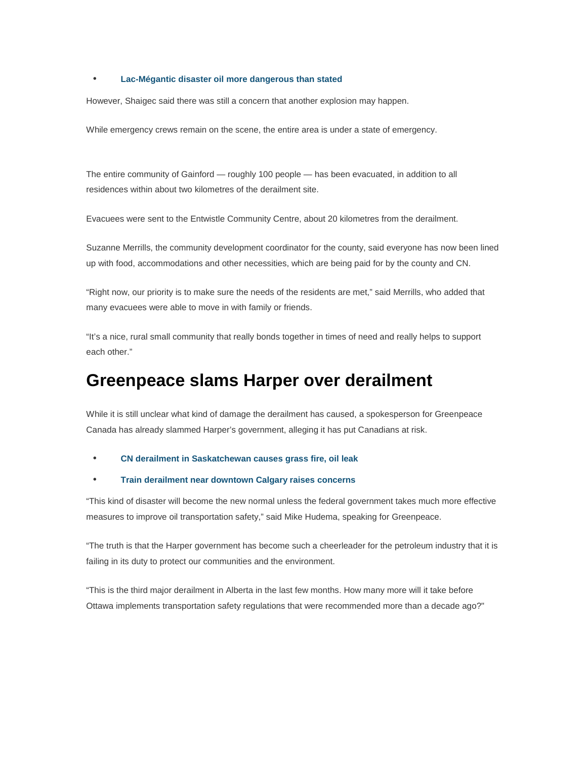- **Lac-Mégantic disaster oil more dangerous than stated**

However, Shaigec said there was still a concern that another explosion may happen.

While emergency crews remain on the scene, the entire area is under a state of emergency.

The entire community of Gainford — roughly 100 people — has been evacuated, in addition to all residences within about two kilometres of the derailment site.

Evacuees were sent to the Entwistle Community Centre, about 20 kilometres from the derailment.

Suzanne Merrills, the community development coordinator for the county, said everyone has now been lined up with food, accommodations and other necessities, which are being paid for by the county and CN.

"Right now, our priority is to make sure the needs of the residents are met," said Merrills, who added that many evacuees were able to move in with family or friends.

"It's a nice, rural small community that really bonds together in times of need and really helps to support each other."

## Greenpeace slams Harper over derailment

While it is still unclear what kind of damage the derailment has caused, a spokesperson for Greenpeace Canada has already slammed Harper's government, alleging it has put Canadians at risk.

- **CN derailment in Saskatchewan causes grass fire, oil leak**
- **Train derailment near downtown Calgary raises concerns**

"This kind of disaster will become the new normal unless the federal government takes much more effective measures to improve oil transportation safety," said Mike Hudema, speaking for Greenpeace.

"The truth is that the Harper government has become such a cheerleader for the petroleum industry that it is failing in its duty to protect our communities and the environment.

"This is the third major derailment in Alberta in the last few months. How many more will it take before Ottawa implements transportation safety regulations that were recommended more than a decade ago?"